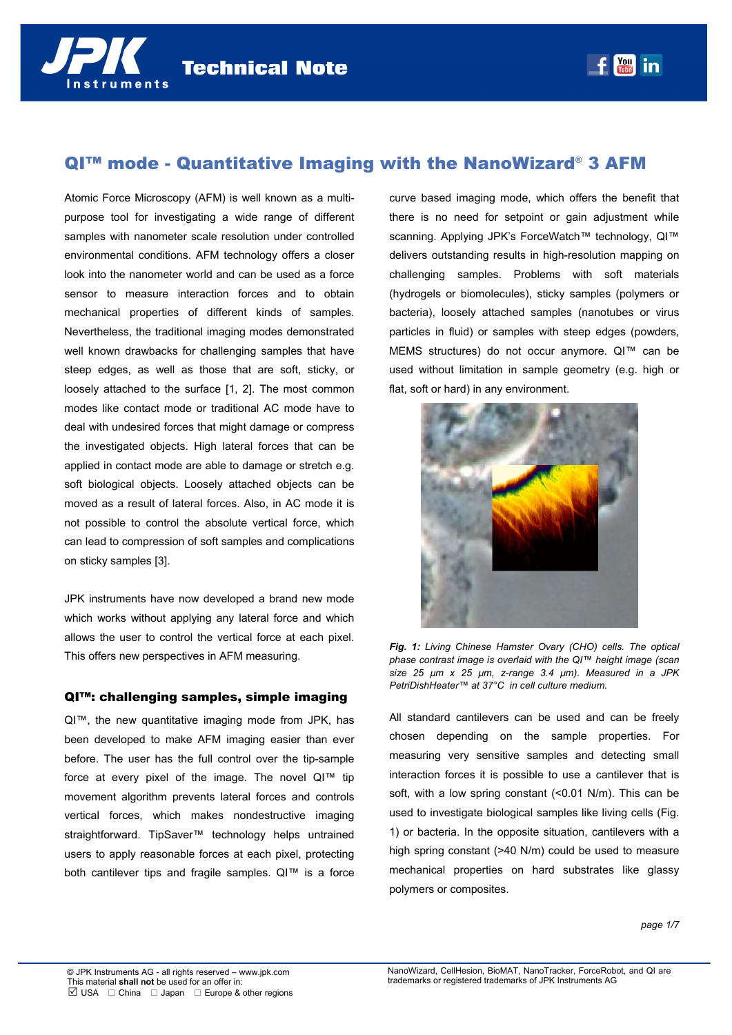# QI™ mode - Quantitative Imaging with the NanoWizard® 3 AFM

Atomic Force Microscopy (AFM) is well known as a multi-purpose tool for investigating a wide range of different samples with nanometer scale resolution under controlled environmental conditions. AFM technology offers a closer look into the nanometer world and can be used as a force sensor to measure interaction forces and to obtain mechanical properties of different kinds of samples. Nevertheless, the traditional imaging modes demonstrated well known drawbacks for challenging samples that have steep edges, as well as those that are soft, sticky, or loosely attached to the surface [1, 2]. The most common modes like contact mode or traditional AC mode have to deal with undesired forces that might damage or compress the investigated objects. High lateral forces that can be applied in contact mode are able to damage or stretch e.g. soft biological objects. Loosely attached objects can be moved as a result of lateral forces. Also, in AC mode it is not possible to control the absolute vertical force, which can lead to compression of soft samples and complications on sticky samples [3].

JPK instruments have now developed a brand new mode which works without applying any lateral force and which allows the user to control the vertical force at each pixel. This offers new perspectives in AFM measuring.

## QI™: challenging samples, simple imaging

QI™, the new quantitative imaging mode from JPK, has been developed to make AFM imaging easier than ever before. The user has the full control over the tip-sample force at every pixel of the image. The novel QI™ tip movement algorithm prevents lateral forces and controls vertical forces, which makes nondestructive imaging straightforward. TipSaver™ technology helps untrained users to apply reasonable forces at each pixel, protecting both cantilever tips and fragile samples. QI™ is a force curve based imaging mode, which offers the benefit that there is no need for setpoint or gain adjustment while scanning. Applying JPK's ForceWatch™ technology, QI™ delivers outstanding results in high-resolution mapping on challenging samples. Problems with soft materials (hydrogels or biomolecules), sticky samples (polymers or bacteria), loosely attached samples (nanotubes or virus particles in fluid) or samples with steep edges (powders, MEMS structures) do not occur anymore. QI™ can be used without limitation in sample geometry (e.g. high or flat, soft or hard) in any environment.

***Fig. 1:*** *Living Chinese Hamster Ovary (CHO) cells. The optical phase contrast image is overlaid with the QI™ height image (scan size 25 µm x 25 µm, z-range 3.4 µm). Measured in a JPK PetriDishHeater™ at 37°C in cell culture medium.*

All standard cantilevers can be used and can be freely chosen depending on the sample properties. For measuring very sensitive samples and detecting small interaction forces it is possible to use a cantilever that is soft, with a low spring constant (<0.01 N/m). This can be used to investigate biological samples like living cells (Fig. 1) or bacteria. In the opposite situation, cantilevers with a high spring constant (>40 N/m) could be used to measure mechanical properties on hard substrates like glassy polymers or composites.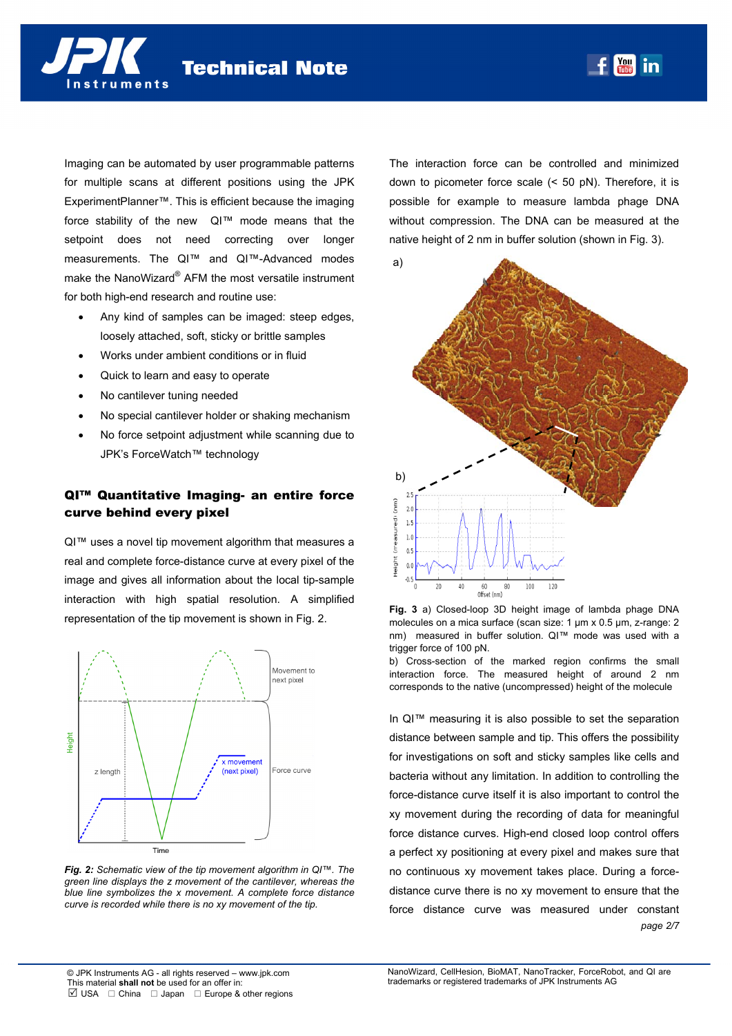Imaging can be automated by user programmable patterns for multiple scans at different positions using the JPK ExperimentPlanner™. This is efficient because the imaging force stability of the new QI™ mode means that the setpoint does not need correcting over longer measurements. The QI™ and QI™-Advanced modes make the NanoWizard® AFM the most versatile instrument for both high-end research and routine use:

- Any kind of samples can be imaged: steep edges, loosely attached, soft, sticky or brittle samples
- Works under ambient conditions or in fluid
- Quick to learn and easy to operate
- No cantilever tuning needed
- No special cantilever holder or shaking mechanism
- No force setpoint adjustment while scanning due to JPK's ForceWatch™ technology

## QI™ Quantitative Imaging- an entire force curve behind every pixel

QI™ uses a novel tip movement algorithm that measures a real and complete force-distance curve at every pixel of the image and gives all information about the local tip-sample interaction with high spatial resolution. A simplified representation of the tip movement is shown in Fig. 2.

*Fig. 2: Schematic view of the tip movement algorithm in QI™. The green line displays the z movement of the cantilever, whereas the blue line symbolizes the x movement. A complete force distance curve is recorded while there is no xy movement of the tip.*

The interaction force can be controlled and minimized down to picometer force scale (< 50 pN). Therefore, it is possible for example to measure lambda phage DNA without compression. The DNA can be measured at the native height of 2 nm in buffer solution (shown in Fig. 3).

**Fig. 3** a) Closed-loop 3D height image of lambda phage DNA molecules on a mica surface (scan size: 1 µm x 0.5 µm, z-range: 2 nm) measured in buffer solution. QI™ mode was used with a trigger force of 100 pN.
b) Cross-section of the marked region confirms the small interaction force. The measured height of around 2 nm corresponds to the native (uncompressed) height of the molecule

In QI™ measuring it is also possible to set the separation distance between sample and tip. This offers the possibility for investigations on soft and sticky samples like cells and bacteria without any limitation. In addition to controlling the force-distance curve itself it is also important to control the xy movement during the recording of data for meaningful force distance curves. High-end closed loop control offers a perfect xy positioning at every pixel and makes sure that no continuous xy movement takes place. During a force-distance curve there is no xy movement to ensure that the force distance curve was measured under constant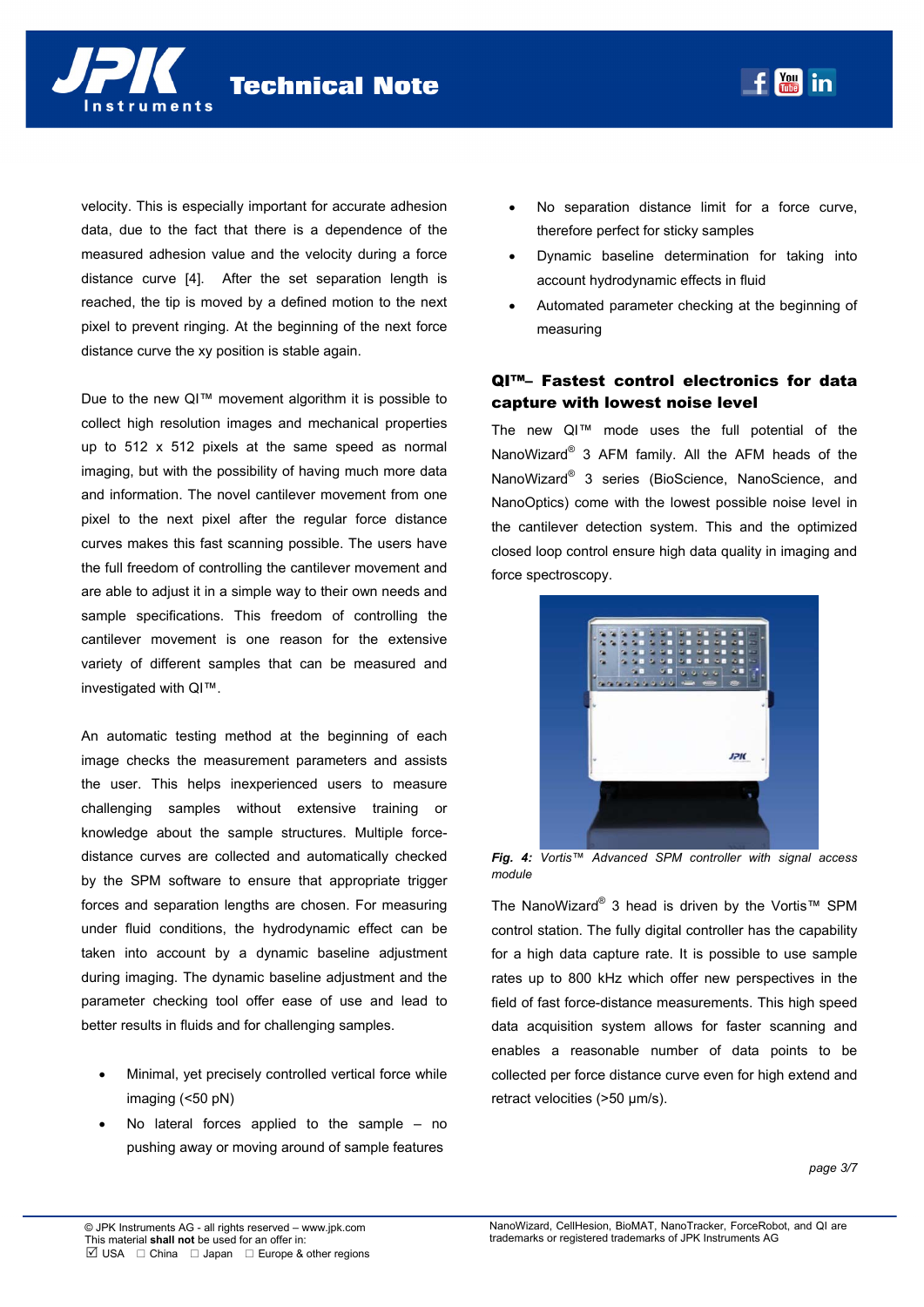velocity. This is especially important for accurate adhesion data, due to the fact that there is a dependence of the measured adhesion value and the velocity during a force distance curve [4]. After the set separation length is reached, the tip is moved by a defined motion to the next pixel to prevent ringing. At the beginning of the next force distance curve the xy position is stable again.

Due to the new QI™ movement algorithm it is possible to collect high resolution images and mechanical properties up to 512 x 512 pixels at the same speed as normal imaging, but with the possibility of having much more data and information. The novel cantilever movement from one pixel to the next pixel after the regular force distance curves makes this fast scanning possible. The users have the full freedom of controlling the cantilever movement and are able to adjust it in a simple way to their own needs and sample specifications. This freedom of controlling the cantilever movement is one reason for the extensive variety of different samples that can be measured and investigated with QI™.

An automatic testing method at the beginning of each image checks the measurement parameters and assists the user. This helps inexperienced users to measure challenging samples without extensive training or knowledge about the sample structures. Multiple force-distance curves are collected and automatically checked by the SPM software to ensure that appropriate trigger forces and separation lengths are chosen. For measuring under fluid conditions, the hydrodynamic effect can be taken into account by a dynamic baseline adjustment during imaging. The dynamic baseline adjustment and the parameter checking tool offer ease of use and lead to better results in fluids and for challenging samples.

- Minimal, yet precisely controlled vertical force while imaging (<50 pN)
- No lateral forces applied to the sample – no pushing away or moving around of sample features
- No separation distance limit for a force curve, therefore perfect for sticky samples
- Dynamic baseline determination for taking into account hydrodynamic effects in fluid
- Automated parameter checking at the beginning of measuring

## QI™– Fastest control electronics for data capture with lowest noise level

The new QI™ mode uses the full potential of the NanoWizard® 3 AFM family. All the AFM heads of the NanoWizard® 3 series (BioScience, NanoScience, and NanoOptics) come with the lowest possible noise level in the cantilever detection system. This and the optimized closed loop control ensure high data quality in imaging and force spectroscopy.

***Fig. 4:*** *Vortis™ Advanced SPM controller with signal access module*

The NanoWizard® 3 head is driven by the Vortis™ SPM control station. The fully digital controller has the capability for a high data capture rate. It is possible to use sample rates up to 800 kHz which offer new perspectives in the field of fast force-distance measurements. This high speed data acquisition system allows for faster scanning and enables a reasonable number of data points to be collected per force distance curve even for high extend and retract velocities (>50 µm/s).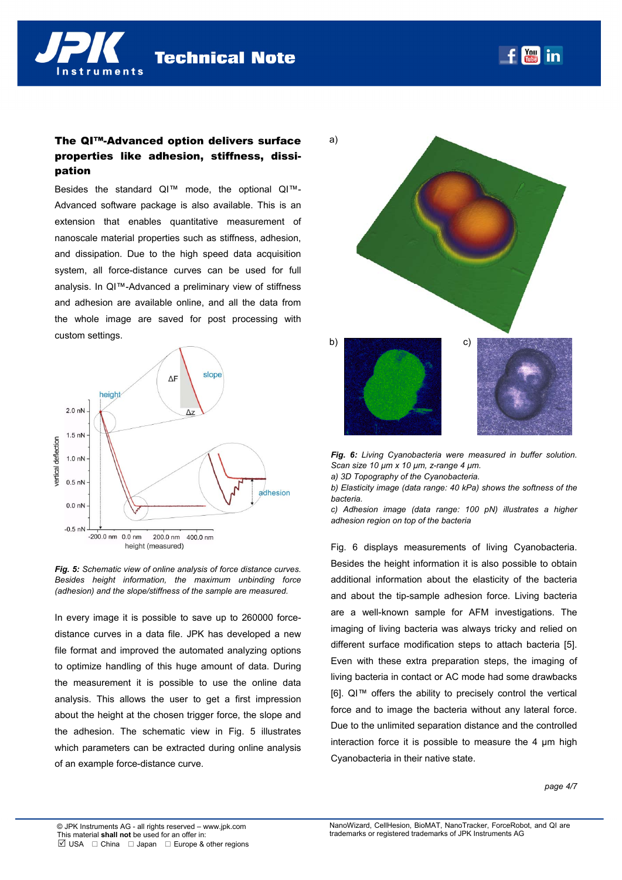## The QI™-Advanced option delivers surface properties like adhesion, stiffness, dissipation

Besides the standard QI™ mode, the optional QI™-Advanced software package is also available. This is an extension that enables quantitative measurement of nanoscale material properties such as stiffness, adhesion, and dissipation. Due to the high speed data acquisition system, all force-distance curves can be used for full analysis. In QI™-Advanced a preliminary view of stiffness and adhesion are available online, and all the data from the whole image are saved for post processing with custom settings.

*Fig. 5: Schematic view of online analysis of force distance curves. Besides height information, the maximum unbinding force (adhesion) and the slope/stiffness of the sample are measured.*

In every image it is possible to save up to 260000 force-distance curves in a data file. JPK has developed a new file format and improved the automated analyzing options to optimize handling of this huge amount of data. During the measurement it is possible to use the online data analysis. This allows the user to get a first impression about the height at the chosen trigger force, the slope and the adhesion. The schematic view in Fig. 5 illustrates which parameters can be extracted during online analysis of an example force-distance curve.

***Fig. 6:*** *Living Cyanobacteria were measured in buffer solution. Scan size 10 µm x 10 µm, z-range 4 µm.*
*a) 3D Topography of the Cyanobacteria.*
*b) Elasticity image (data range: 40 kPa) shows the softness of the bacteria.*
*c) Adhesion image (data range: 100 pN) illustrates a higher adhesion region on top of the bacteria*

Fig. 6 displays measurements of living Cyanobacteria. Besides the height information it is also possible to obtain additional information about the elasticity of the bacteria and about the tip-sample adhesion force. Living bacteria are a well-known sample for AFM investigations. The imaging of living bacteria was always tricky and relied on different surface modification steps to attach bacteria [5]. Even with these extra preparation steps, the imaging of living bacteria in contact or AC mode had some drawbacks [6]. QI™ offers the ability to precisely control the vertical force and to image the bacteria without any lateral force. Due to the unlimited separation distance and the controlled interaction force it is possible to measure the 4 µm high Cyanobacteria in their native state.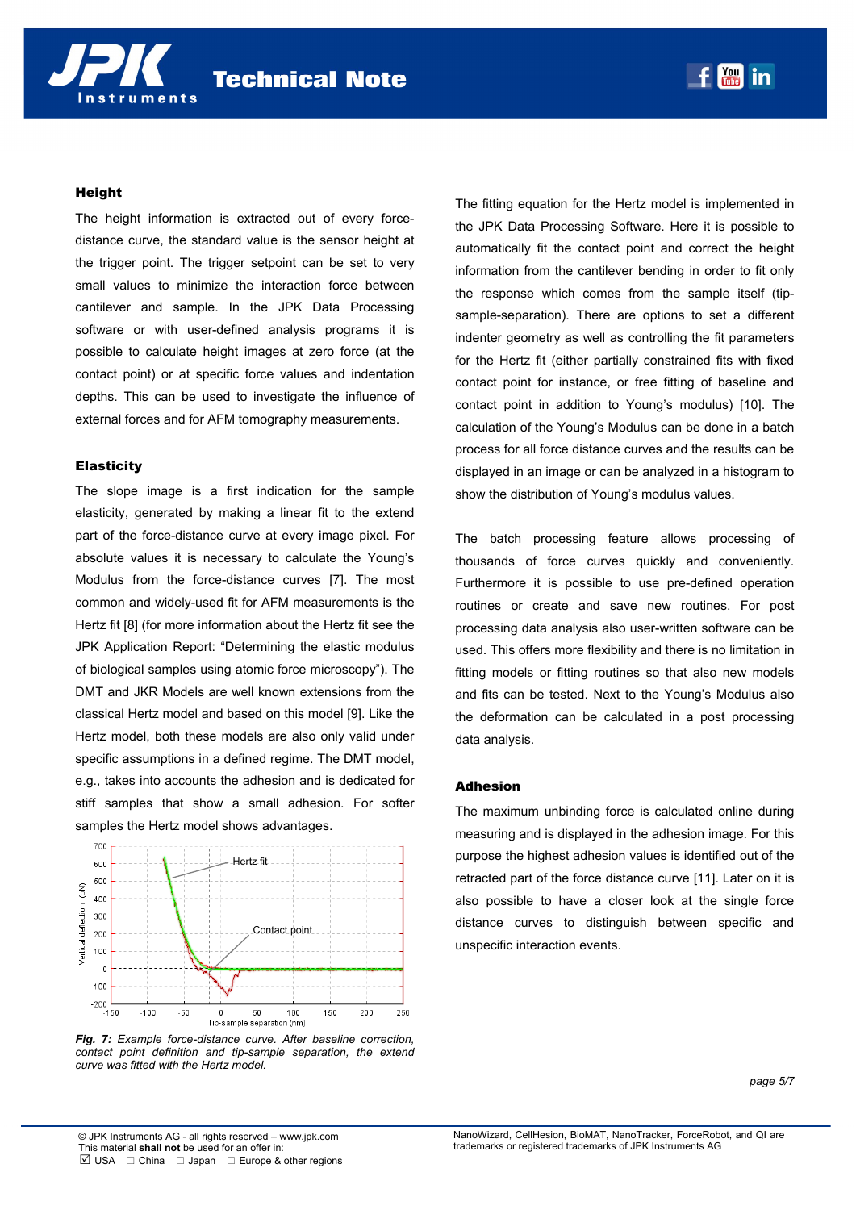### Height

The height information is extracted out of every force-distance curve, the standard value is the sensor height at the trigger point. The trigger setpoint can be set to very small values to minimize the interaction force between cantilever and sample. In the JPK Data Processing software or with user-defined analysis programs it is possible to calculate height images at zero force (at the contact point) or at specific force values and indentation depths. This can be used to investigate the influence of external forces and for AFM tomography measurements.

### Elasticity

The slope image is a first indication for the sample elasticity, generated by making a linear fit to the extend part of the force-distance curve at every image pixel. For absolute values it is necessary to calculate the Young's Modulus from the force-distance curves [7]. The most common and widely-used fit for AFM measurements is the Hertz fit [8] (for more information about the Hertz fit see the JPK Application Report: "Determining the elastic modulus of biological samples using atomic force microscopy"). The DMT and JKR Models are well known extensions from the classical Hertz model and based on this model [9]. Like the Hertz model, both these models are also only valid under specific assumptions in a defined regime. The DMT model, e.g., takes into accounts the adhesion and is dedicated for stiff samples that show a small adhesion. For softer samples the Hertz model shows advantages.

*Fig. 7: Example force-distance curve. After baseline correction, contact point definition and tip-sample separation, the extend curve was fitted with the Hertz model.*

The fitting equation for the Hertz model is implemented in the JPK Data Processing Software. Here it is possible to automatically fit the contact point and correct the height information from the cantilever bending in order to fit only the response which comes from the sample itself (tip-sample-separation). There are options to set a different indenter geometry as well as controlling the fit parameters for the Hertz fit (either partially constrained fits with fixed contact point for instance, or free fitting of baseline and contact point in addition to Young's modulus) [10]. The calculation of the Young's Modulus can be done in a batch process for all force distance curves and the results can be displayed in an image or can be analyzed in a histogram to show the distribution of Young's modulus values.

The batch processing feature allows processing of thousands of force curves quickly and conveniently. Furthermore it is possible to use pre-defined operation routines or create and save new routines. For post processing data analysis also user-written software can be used. This offers more flexibility and there is no limitation in fitting models or fitting routines so that also new models and fits can be tested. Next to the Young's Modulus also the deformation can be calculated in a post processing data analysis.

### Adhesion

The maximum unbinding force is calculated online during measuring and is displayed in the adhesion image. For this purpose the highest adhesion values is identified out of the retracted part of the force distance curve [11]. Later on it is also possible to have a closer look at the single force distance curves to distinguish between specific and unspecific interaction events.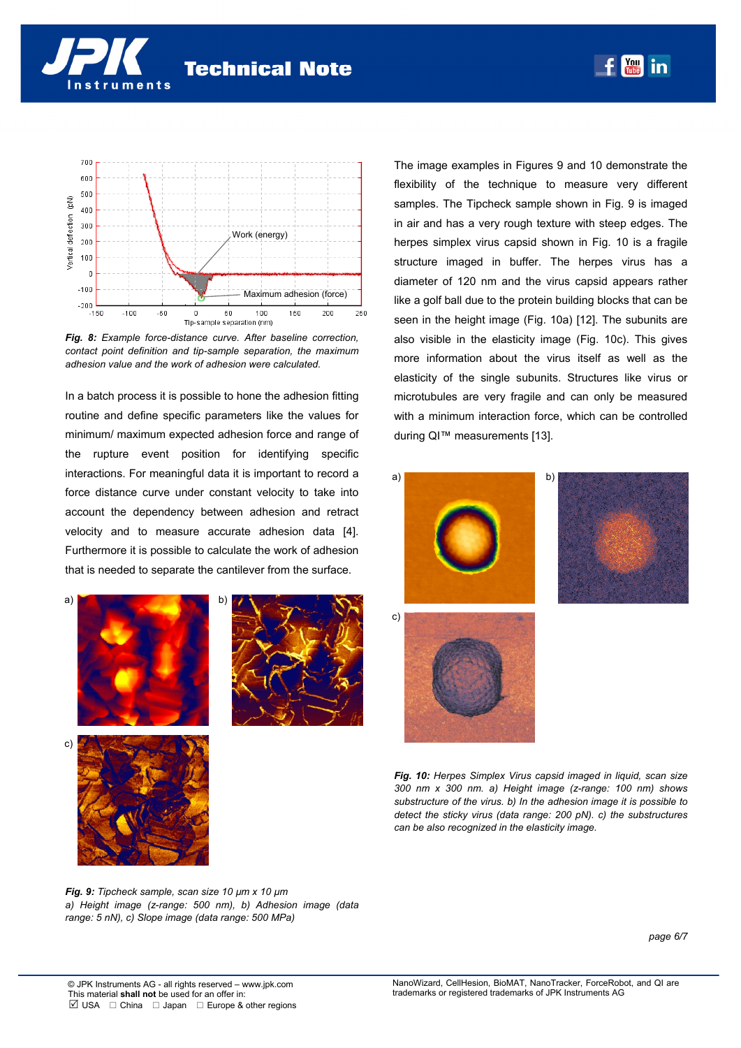*Fig. 8: Example force-distance curve. After baseline correction, contact point definition and tip-sample separation, the maximum adhesion value and the work of adhesion were calculated.*

In a batch process it is possible to hone the adhesion fitting routine and define specific parameters like the values for minimum/ maximum expected adhesion force and range of the rupture event position for identifying specific interactions. For meaningful data it is important to record a force distance curve under constant velocity to take into account the dependency between adhesion and retract velocity and to measure accurate adhesion data [4]. Furthermore it is possible to calculate the work of adhesion that is needed to separate the cantilever from the surface.

*Fig. 9: Tipcheck sample, scan size 10 µm x 10 µm*
*a) Height image (z-range: 500 nm), b) Adhesion image (data range: 5 nN), c) Slope image (data range: 500 MPa)*

The image examples in Figures 9 and 10 demonstrate the flexibility of the technique to measure very different samples. The Tipcheck sample shown in Fig. 9 is imaged in air and has a very rough texture with steep edges. The herpes simplex virus capsid shown in Fig. 10 is a fragile structure imaged in buffer. The herpes virus has a diameter of 120 nm and the virus capsid appears rather like a golf ball due to the protein building blocks that can be seen in the height image (Fig. 10a) [12]. The subunits are also visible in the elasticity image (Fig. 10c). This gives more information about the virus itself as well as the elasticity of the single subunits. Structures like virus or microtubules are very fragile and can only be measured with a minimum interaction force, which can be controlled during QI™ measurements [13].

*Fig. 10: Herpes Simplex Virus capsid imaged in liquid, scan size 300 nm x 300 nm. a) Height image (z-range: 100 nm) shows substructure of the virus. b) In the adhesion image it is possible to detect the sticky virus (data range: 200 pN). c) the substructures can be also recognized in the elasticity image.*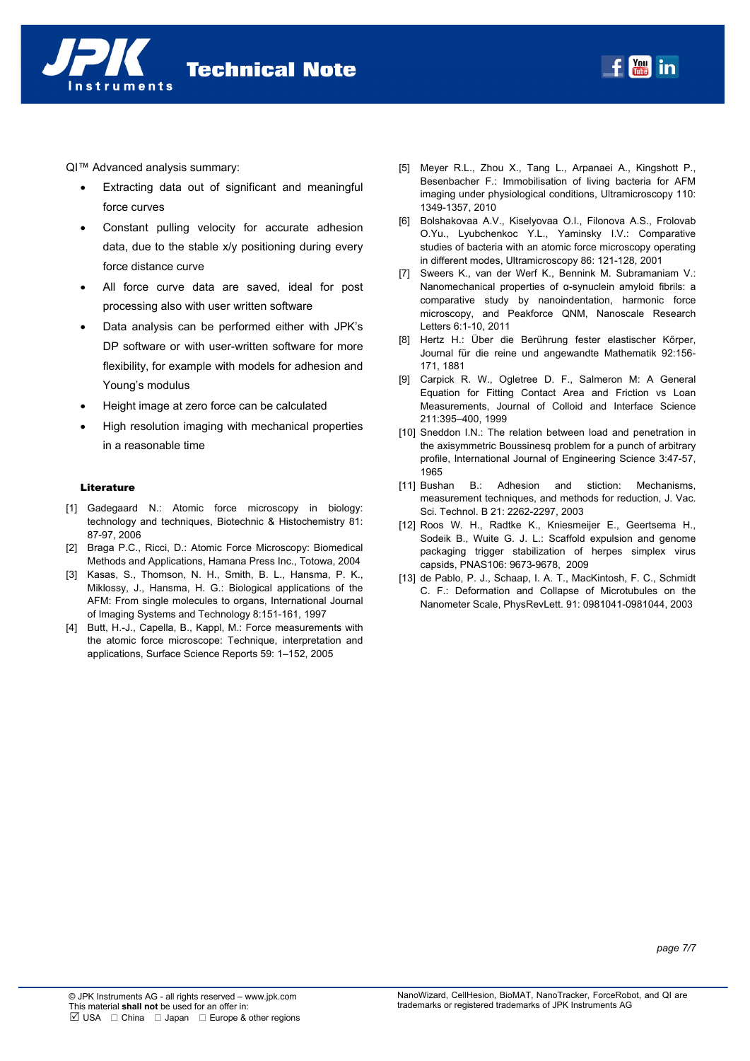QI™ Advanced analysis summary:

- Extracting data out of significant and meaningful force curves
- Constant pulling velocity for accurate adhesion data, due to the stable x/y positioning during every force distance curve
- All force curve data are saved, ideal for post processing also with user written software
- Data analysis can be performed either with JPK's DP software or with user-written software for more flexibility, for example with models for adhesion and Young's modulus
- Height image at zero force can be calculated
- High resolution imaging with mechanical properties in a reasonable time

### Literature

[1] Gadegaard N.: Atomic force microscopy in biology: technology and techniques, Biotechnic & Histochemistry 81: 87-97, 2006

[2] Braga P.C., Ricci, D.: Atomic Force Microscopy: Biomedical Methods and Applications, Hamana Press Inc., Totowa, 2004

[3] Kasas, S., Thomson, N. H., Smith, B. L., Hansma, P. K., Miklossy, J., Hansma, H. G.: Biological applications of the AFM: From single molecules to organs, International Journal of Imaging Systems and Technology 8:151-161, 1997

[4] Butt, H.-J., Capella, B., Kappl, M.: Force measurements with the atomic force microscope: Technique, interpretation and applications, Surface Science Reports 59: 1–152, 2005

[5] Meyer R.L., Zhou X., Tang L., Arpanaei A., Kingshott P., Besenbacher F.: Immobilisation of living bacteria for AFM imaging under physiological conditions, Ultramicroscopy 110: 1349-1357, 2010

[6] Bolshakovaa A.V., Kiselyovaa O.I., Filonova A.S., Frolovab O.Yu., Lyubchenkoc Y.L., Yaminsky I.V.: Comparative studies of bacteria with an atomic force microscopy operating in different modes, Ultramicroscopy 86: 121-128, 2001

[7] Sweers K., van der Werf K., Bennink M. Subramaniam V.: Nanomechanical properties of α-synuclein amyloid fibrils: a comparative study by nanoindentation, harmonic force microscopy, and Peakforce QNM, Nanoscale Research Letters 6:1-10, 2011

[8] Hertz H.: Über die Berührung fester elastischer Körper, Journal für die reine und angewandte Mathematik 92:156-171, 1881

[9] Carpick R. W., Ogletree D. F., Salmeron M: A General Equation for Fitting Contact Area and Friction vs Loan Measurements, Journal of Colloid and Interface Science 211:395–400, 1999

[10] Sneddon I.N.: The relation between load and penetration in the axisymmetric Boussinesq problem for a punch of arbitrary profile, International Journal of Engineering Science 3:47-57, 1965

[11] Bushan B.: Adhesion and stiction: Mechanisms, measurement techniques, and methods for reduction, J. Vac. Sci. Technol. B 21: 2262-2297, 2003

[12] Roos W. H., Radtke K., Kniesmeijer E., Geertsema H., Sodeik B., Wuite G. J. L.: Scaffold expulsion and genome packaging trigger stabilization of herpes simplex virus capsids, PNAS106: 9673-9678, 2009

[13] de Pablo, P. J., Schaap, I. A. T., MacKintosh, F. C., Schmidt C. F.: Deformation and Collapse of Microtubules on the Nanometer Scale, PhysRevLett. 91: 0981041-0981044, 2003